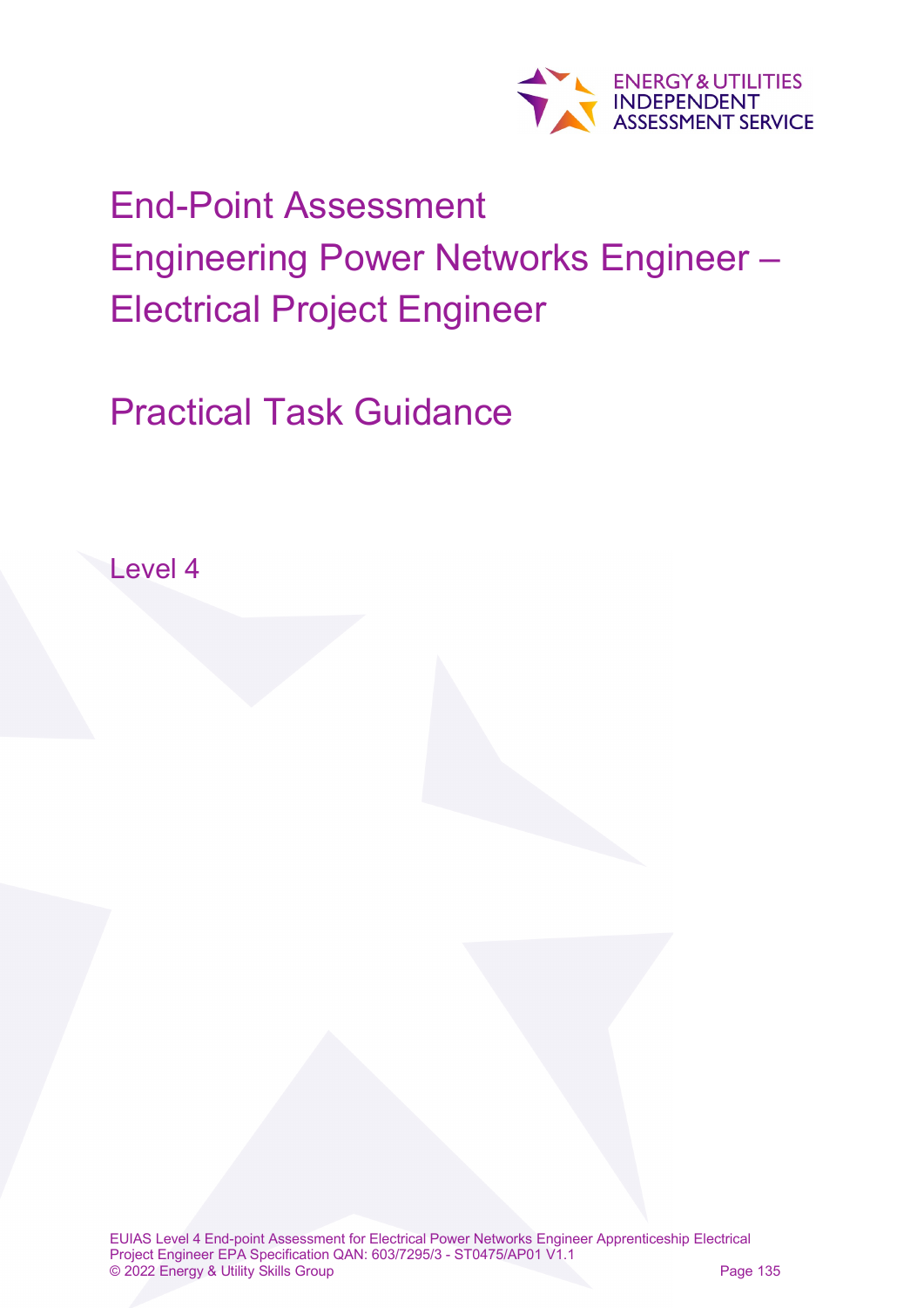ENERGY & UTILITIES INDEPENDENT ASSESSMENT SERVICE

# End-Point Assessment
# Engineering Power Networks Engineer – Electrical Project Engineer

## Practical Task Guidance

Level 4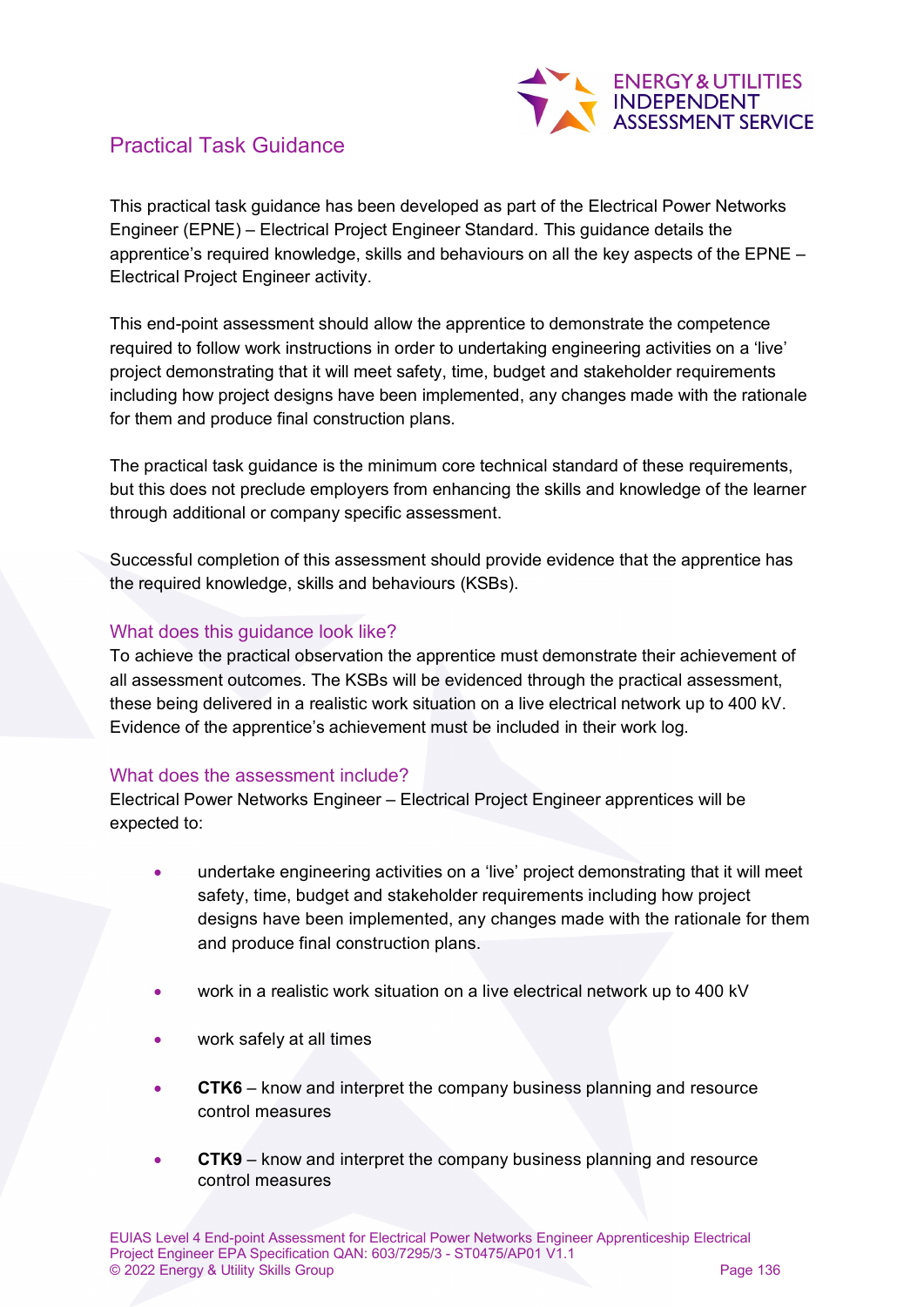## Practical Task Guidance

This practical task guidance has been developed as part of the Electrical Power Networks Engineer (EPNE) – Electrical Project Engineer Standard. This guidance details the apprentice's required knowledge, skills and behaviours on all the key aspects of the EPNE – Electrical Project Engineer activity.

This end-point assessment should allow the apprentice to demonstrate the competence required to follow work instructions in order to undertaking engineering activities on a 'live' project demonstrating that it will meet safety, time, budget and stakeholder requirements including how project designs have been implemented, any changes made with the rationale for them and produce final construction plans.

The practical task guidance is the minimum core technical standard of these requirements, but this does not preclude employers from enhancing the skills and knowledge of the learner through additional or company specific assessment.

Successful completion of this assessment should provide evidence that the apprentice has the required knowledge, skills and behaviours (KSBs).

### What does this guidance look like?

To achieve the practical observation the apprentice must demonstrate their achievement of all assessment outcomes. The KSBs will be evidenced through the practical assessment, these being delivered in a realistic work situation on a live electrical network up to 400 kV. Evidence of the apprentice's achievement must be included in their work log.

### What does the assessment include?

Electrical Power Networks Engineer – Electrical Project Engineer apprentices will be expected to:

- undertake engineering activities on a 'live' project demonstrating that it will meet safety, time, budget and stakeholder requirements including how project designs have been implemented, any changes made with the rationale for them and produce final construction plans.
- work in a realistic work situation on a live electrical network up to 400 kV
- work safely at all times
- **CTK6** – know and interpret the company business planning and resource control measures
- **CTK9** – know and interpret the company business planning and resource control measures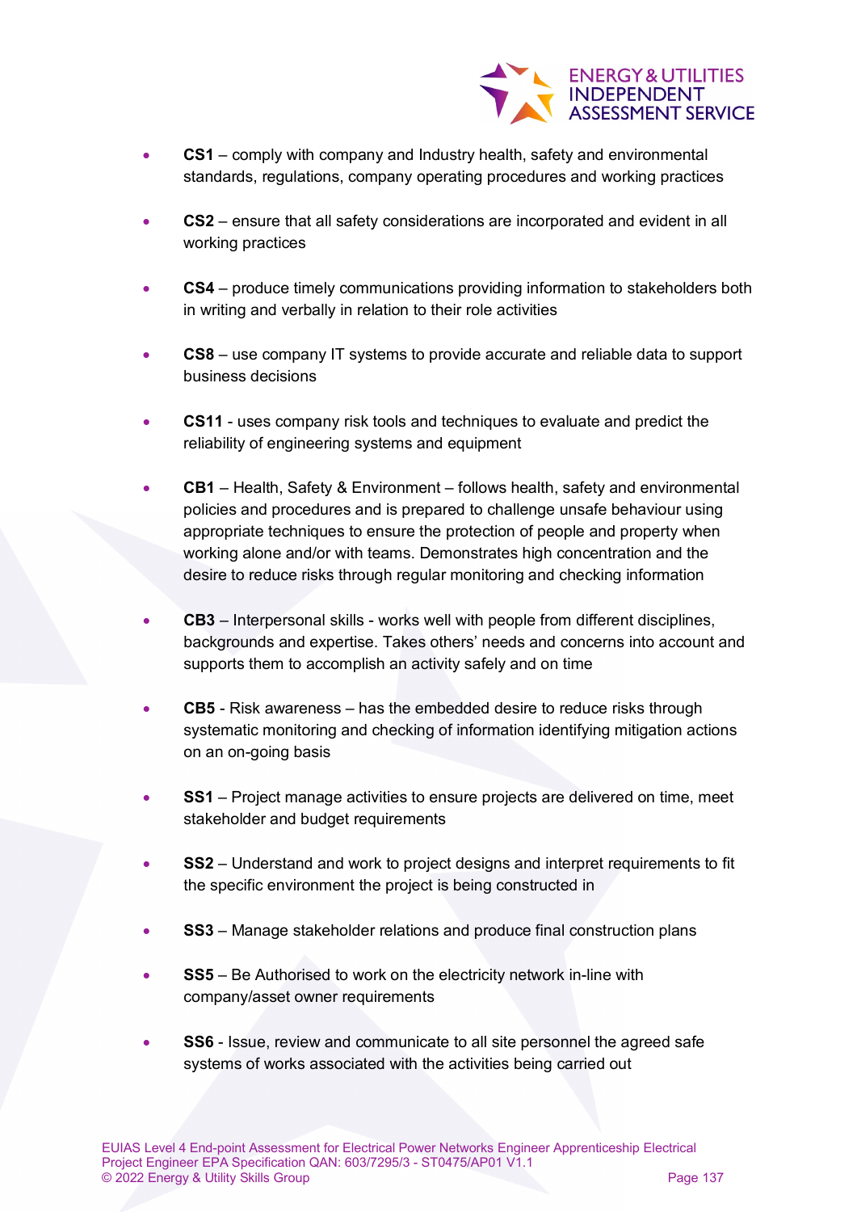- **CS1** – comply with company and Industry health, safety and environmental standards, regulations, company operating procedures and working practices

- **CS2** – ensure that all safety considerations are incorporated and evident in all working practices

- **CS4** – produce timely communications providing information to stakeholders both in writing and verbally in relation to their role activities

- **CS8** – use company IT systems to provide accurate and reliable data to support business decisions

- **CS11** - uses company risk tools and techniques to evaluate and predict the reliability of engineering systems and equipment

- **CB1** – Health, Safety & Environment – follows health, safety and environmental policies and procedures and is prepared to challenge unsafe behaviour using appropriate techniques to ensure the protection of people and property when working alone and/or with teams. Demonstrates high concentration and the desire to reduce risks through regular monitoring and checking information

- **CB3** – Interpersonal skills - works well with people from different disciplines, backgrounds and expertise. Takes others' needs and concerns into account and supports them to accomplish an activity safely and on time

- **CB5** - Risk awareness – has the embedded desire to reduce risks through systematic monitoring and checking of information identifying mitigation actions on an on-going basis

- **SS1** – Project manage activities to ensure projects are delivered on time, meet stakeholder and budget requirements

- **SS2** – Understand and work to project designs and interpret requirements to fit the specific environment the project is being constructed in

- **SS3** – Manage stakeholder relations and produce final construction plans

- **SS5** – Be Authorised to work on the electricity network in-line with company/asset owner requirements

- **SS6** - Issue, review and communicate to all site personnel the agreed safe systems of works associated with the activities being carried out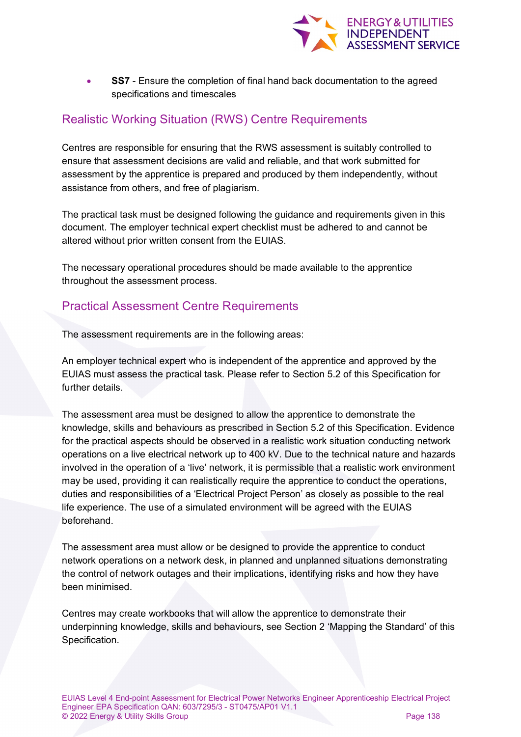- **SS7** - Ensure the completion of final hand back documentation to the agreed specifications and timescales

## Realistic Working Situation (RWS) Centre Requirements

Centres are responsible for ensuring that the RWS assessment is suitably controlled to ensure that assessment decisions are valid and reliable, and that work submitted for assessment by the apprentice is prepared and produced by them independently, without assistance from others, and free of plagiarism.

The practical task must be designed following the guidance and requirements given in this document. The employer technical expert checklist must be adhered to and cannot be altered without prior written consent from the EUIAS.

The necessary operational procedures should be made available to the apprentice throughout the assessment process.

## Practical Assessment Centre Requirements

The assessment requirements are in the following areas:

An employer technical expert who is independent of the apprentice and approved by the EUIAS must assess the practical task. Please refer to Section 5.2 of this Specification for further details.

The assessment area must be designed to allow the apprentice to demonstrate the knowledge, skills and behaviours as prescribed in Section 5.2 of this Specification. Evidence for the practical aspects should be observed in a realistic work situation conducting network operations on a live electrical network up to 400 kV. Due to the technical nature and hazards involved in the operation of a 'live' network, it is permissible that a realistic work environment may be used, providing it can realistically require the apprentice to conduct the operations, duties and responsibilities of a 'Electrical Project Person' as closely as possible to the real life experience. The use of a simulated environment will be agreed with the EUIAS beforehand.

The assessment area must allow or be designed to provide the apprentice to conduct network operations on a network desk, in planned and unplanned situations demonstrating the control of network outages and their implications, identifying risks and how they have been minimised.

Centres may create workbooks that will allow the apprentice to demonstrate their underpinning knowledge, skills and behaviours, see Section 2 'Mapping the Standard' of this Specification.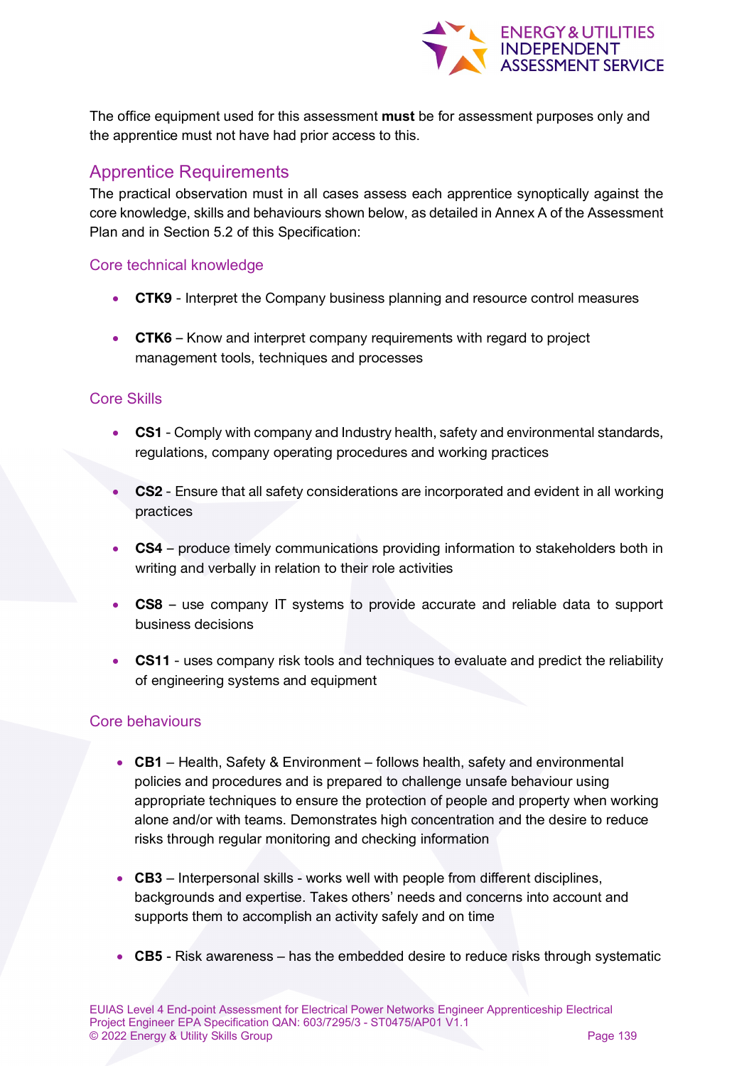The office equipment used for this assessment **must** be for assessment purposes only and the apprentice must not have had prior access to this.

## Apprentice Requirements

The practical observation must in all cases assess each apprentice synoptically against the core knowledge, skills and behaviours shown below, as detailed in Annex A of the Assessment Plan and in Section 5.2 of this Specification:

### Core technical knowledge

- **CTK9** - Interpret the Company business planning and resource control measures
- **CTK6** – Know and interpret company requirements with regard to project management tools, techniques and processes

### Core Skills

- **CS1** - Comply with company and Industry health, safety and environmental standards, regulations, company operating procedures and working practices
- **CS2** - Ensure that all safety considerations are incorporated and evident in all working practices
- **CS4** – produce timely communications providing information to stakeholders both in writing and verbally in relation to their role activities
- **CS8** – use company IT systems to provide accurate and reliable data to support business decisions
- **CS11** - uses company risk tools and techniques to evaluate and predict the reliability of engineering systems and equipment

### Core behaviours

- **CB1** – Health, Safety & Environment – follows health, safety and environmental policies and procedures and is prepared to challenge unsafe behaviour using appropriate techniques to ensure the protection of people and property when working alone and/or with teams. Demonstrates high concentration and the desire to reduce risks through regular monitoring and checking information
- **CB3** – Interpersonal skills - works well with people from different disciplines, backgrounds and expertise. Takes others' needs and concerns into account and supports them to accomplish an activity safely and on time
- **CB5** - Risk awareness – has the embedded desire to reduce risks through systematic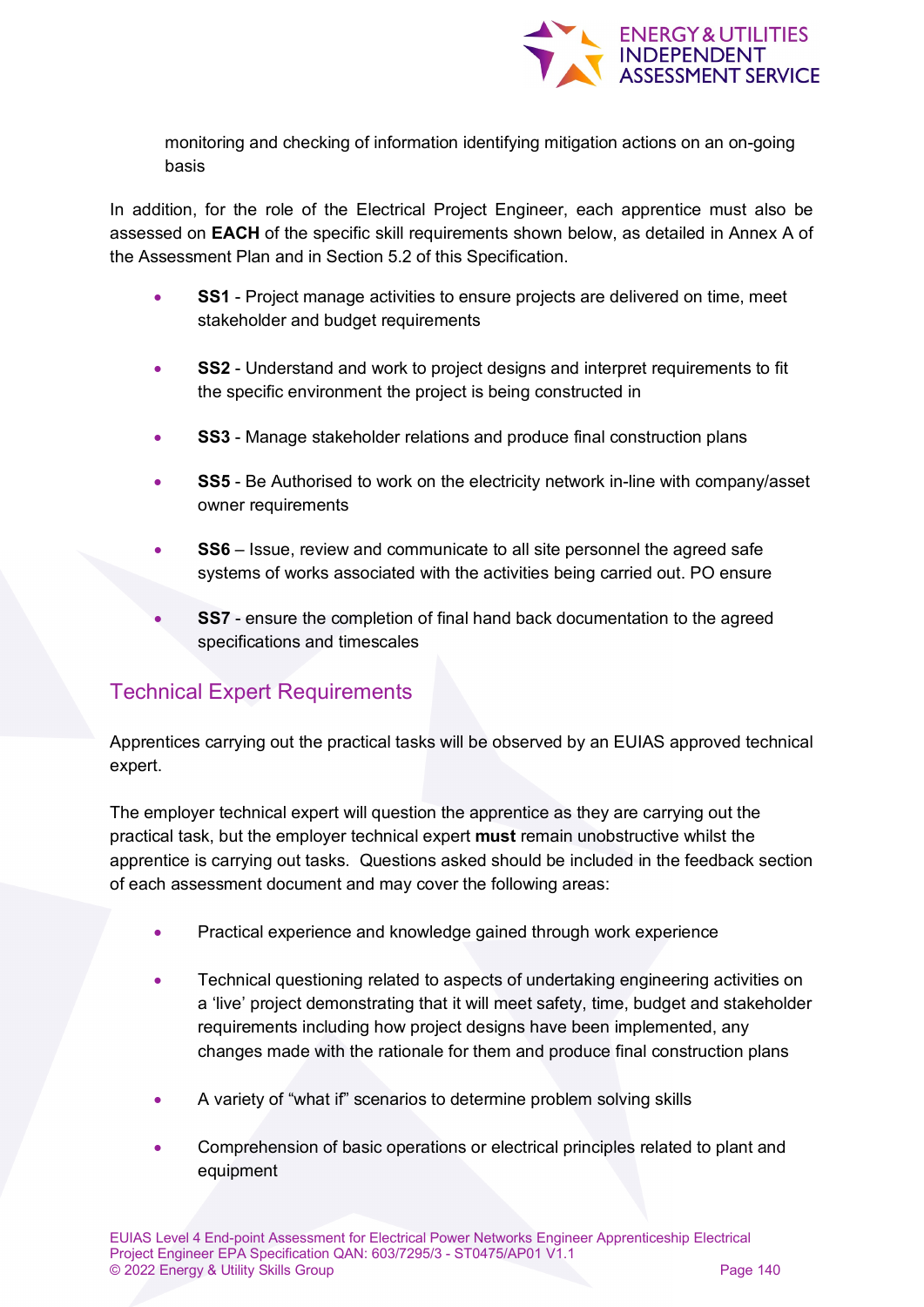monitoring and checking of information identifying mitigation actions on an on-going basis

In addition, for the role of the Electrical Project Engineer, each apprentice must also be assessed on **EACH** of the specific skill requirements shown below, as detailed in Annex A of the Assessment Plan and in Section 5.2 of this Specification.

- **SS1** - Project manage activities to ensure projects are delivered on time, meet stakeholder and budget requirements
- **SS2** - Understand and work to project designs and interpret requirements to fit the specific environment the project is being constructed in
- **SS3** - Manage stakeholder relations and produce final construction plans
- **SS5** - Be Authorised to work on the electricity network in-line with company/asset owner requirements
- **SS6** – Issue, review and communicate to all site personnel the agreed safe systems of works associated with the activities being carried out. PO ensure
- **SS7** - ensure the completion of final hand back documentation to the agreed specifications and timescales

## Technical Expert Requirements

Apprentices carrying out the practical tasks will be observed by an EUIAS approved technical expert.

The employer technical expert will question the apprentice as they are carrying out the practical task, but the employer technical expert **must** remain unobstructive whilst the apprentice is carrying out tasks. Questions asked should be included in the feedback section of each assessment document and may cover the following areas:

- Practical experience and knowledge gained through work experience
- Technical questioning related to aspects of undertaking engineering activities on a 'live' project demonstrating that it will meet safety, time, budget and stakeholder requirements including how project designs have been implemented, any changes made with the rationale for them and produce final construction plans
- A variety of "what if" scenarios to determine problem solving skills
- Comprehension of basic operations or electrical principles related to plant and equipment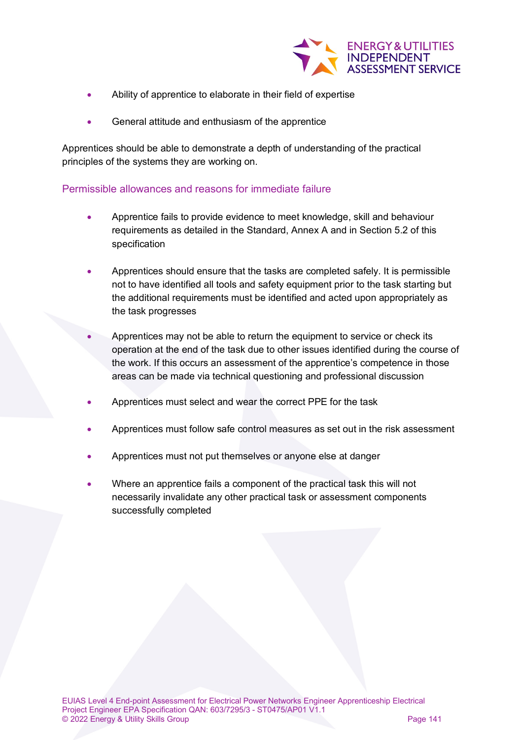- Ability of apprentice to elaborate in their field of expertise
- General attitude and enthusiasm of the apprentice

Apprentices should be able to demonstrate a depth of understanding of the practical principles of the systems they are working on.

### Permissible allowances and reasons for immediate failure

- Apprentice fails to provide evidence to meet knowledge, skill and behaviour requirements as detailed in the Standard, Annex A and in Section 5.2 of this specification
- Apprentices should ensure that the tasks are completed safely. It is permissible not to have identified all tools and safety equipment prior to the task starting but the additional requirements must be identified and acted upon appropriately as the task progresses
- Apprentices may not be able to return the equipment to service or check its operation at the end of the task due to other issues identified during the course of the work. If this occurs an assessment of the apprentice's competence in those areas can be made via technical questioning and professional discussion
- Apprentices must select and wear the correct PPE for the task
- Apprentices must follow safe control measures as set out in the risk assessment
- Apprentices must not put themselves or anyone else at danger
- Where an apprentice fails a component of the practical task this will not necessarily invalidate any other practical task or assessment components successfully completed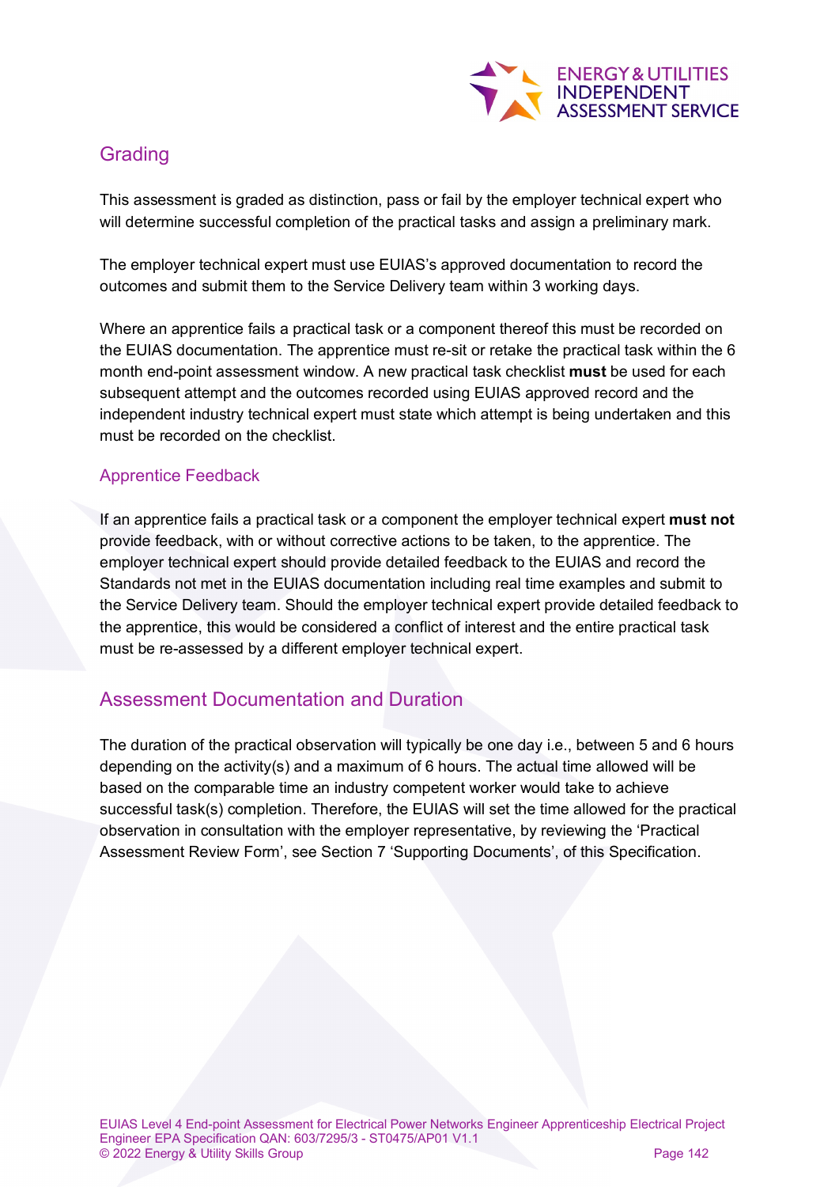## Grading

This assessment is graded as distinction, pass or fail by the employer technical expert who will determine successful completion of the practical tasks and assign a preliminary mark.

The employer technical expert must use EUIAS's approved documentation to record the outcomes and submit them to the Service Delivery team within 3 working days.

Where an apprentice fails a practical task or a component thereof this must be recorded on the EUIAS documentation. The apprentice must re-sit or retake the practical task within the 6 month end-point assessment window. A new practical task checklist **must** be used for each subsequent attempt and the outcomes recorded using EUIAS approved record and the independent industry technical expert must state which attempt is being undertaken and this must be recorded on the checklist.

### Apprentice Feedback

If an apprentice fails a practical task or a component the employer technical expert **must not** provide feedback, with or without corrective actions to be taken, to the apprentice. The employer technical expert should provide detailed feedback to the EUIAS and record the Standards not met in the EUIAS documentation including real time examples and submit to the Service Delivery team. Should the employer technical expert provide detailed feedback to the apprentice, this would be considered a conflict of interest and the entire practical task must be re-assessed by a different employer technical expert.

## Assessment Documentation and Duration

The duration of the practical observation will typically be one day i.e., between 5 and 6 hours depending on the activity(s) and a maximum of 6 hours. The actual time allowed will be based on the comparable time an industry competent worker would take to achieve successful task(s) completion. Therefore, the EUIAS will set the time allowed for the practical observation in consultation with the employer representative, by reviewing the 'Practical Assessment Review Form', see Section 7 'Supporting Documents', of this Specification.